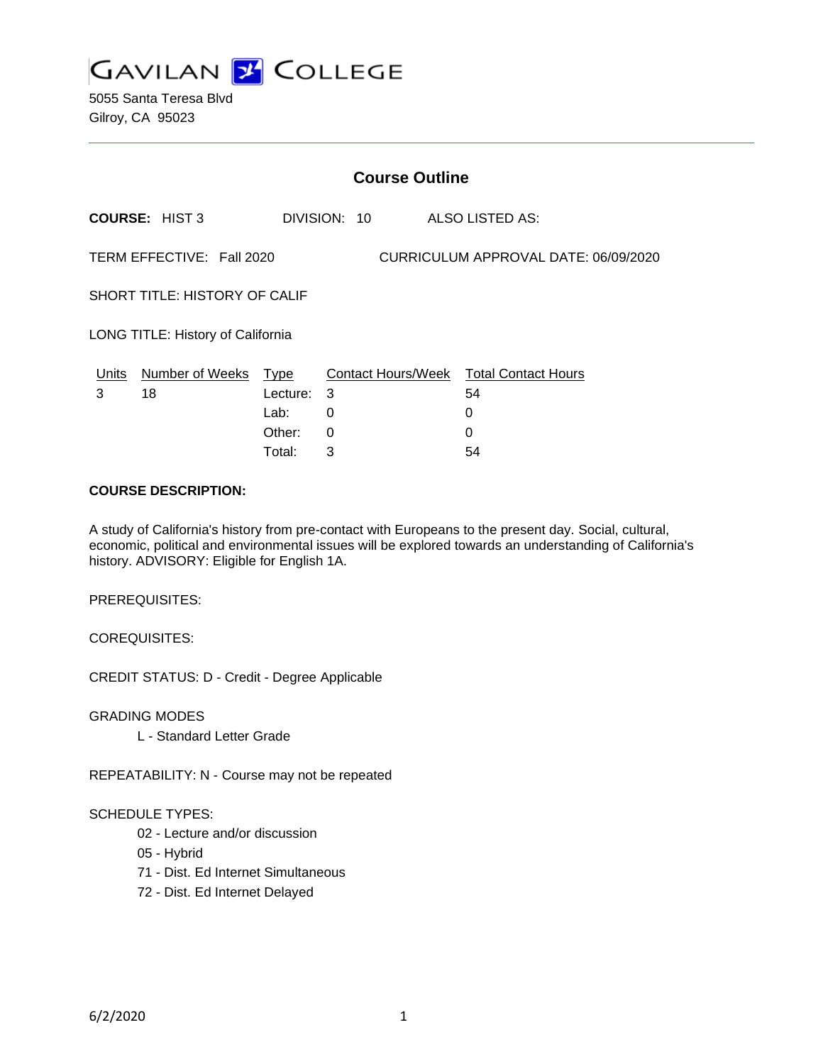# GAVILAN COLLEGE

5055 Santa Teresa Blvd
Gilroy, CA 95023

## Course Outline

**COURSE:** HIST 3 DIVISION: 10 ALSO LISTED AS:

TERM EFFECTIVE: Fall 2020 CURRICULUM APPROVAL DATE: 06/09/2020

SHORT TITLE: HISTORY OF CALIF

LONG TITLE: History of California

| Units | Number of Weeks | Type | Contact Hours/Week | Total Contact Hours |
|---|---|---|---|---|
| 3 | 18 | Lecture: | 3 | 54 |
| | | Lab: | 0 | 0 |
| | | Other: | 0 | 0 |
| | | Total: | 3 | 54 |

**COURSE DESCRIPTION:**

A study of California's history from pre-contact with Europeans to the present day. Social, cultural, economic, political and environmental issues will be explored towards an understanding of California's history. ADVISORY: Eligible for English 1A.

PREREQUISITES:

COREQUISITES:

CREDIT STATUS: D - Credit - Degree Applicable

GRADING MODES

- L - Standard Letter Grade

REPEATABILITY: N - Course may not be repeated

SCHEDULE TYPES:

- 02 - Lecture and/or discussion
- 05 - Hybrid
- 71 - Dist. Ed Internet Simultaneous
- 72 - Dist. Ed Internet Delayed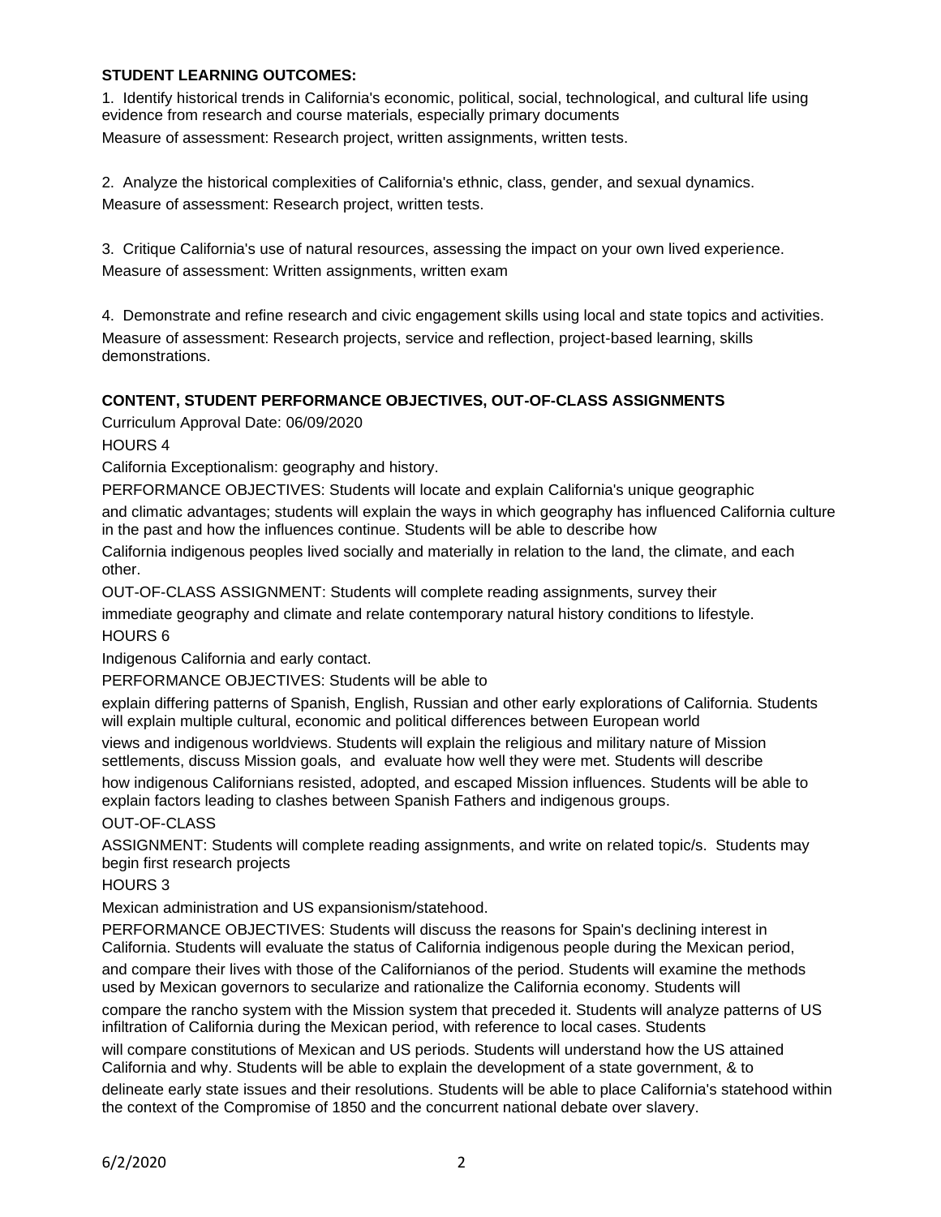**STUDENT LEARNING OUTCOMES:**

1. Identify historical trends in California's economic, political, social, technological, and cultural life using evidence from research and course materials, especially primary documents

Measure of assessment: Research project, written assignments, written tests.

2. Analyze the historical complexities of California's ethnic, class, gender, and sexual dynamics.

Measure of assessment: Research project, written tests.

3. Critique California's use of natural resources, assessing the impact on your own lived experience.

Measure of assessment: Written assignments, written exam

4. Demonstrate and refine research and civic engagement skills using local and state topics and activities.

Measure of assessment: Research projects, service and reflection, project-based learning, skills demonstrations.

**CONTENT, STUDENT PERFORMANCE OBJECTIVES, OUT-OF-CLASS ASSIGNMENTS**

Curriculum Approval Date: 06/09/2020

HOURS 4

California Exceptionalism: geography and history.

PERFORMANCE OBJECTIVES: Students will locate and explain California's unique geographic and climatic advantages; students will explain the ways in which geography has influenced California culture in the past and how the influences continue. Students will be able to describe how California indigenous peoples lived socially and materially in relation to the land, the climate, and each other.

OUT-OF-CLASS ASSIGNMENT: Students will complete reading assignments, survey their immediate geography and climate and relate contemporary natural history conditions to lifestyle.

HOURS 6

Indigenous California and early contact.

PERFORMANCE OBJECTIVES: Students will be able to explain differing patterns of Spanish, English, Russian and other early explorations of California. Students will explain multiple cultural, economic and political differences between European world views and indigenous worldviews. Students will explain the religious and military nature of Mission settlements, discuss Mission goals, and evaluate how well they were met. Students will describe how indigenous Californians resisted, adopted, and escaped Mission influences. Students will be able to explain factors leading to clashes between Spanish Fathers and indigenous groups.

OUT-OF-CLASS ASSIGNMENT: Students will complete reading assignments, and write on related topic/s. Students may begin first research projects

HOURS 3

Mexican administration and US expansionism/statehood.

PERFORMANCE OBJECTIVES: Students will discuss the reasons for Spain's declining interest in California. Students will evaluate the status of California indigenous people during the Mexican period, and compare their lives with those of the Californianos of the period. Students will examine the methods used by Mexican governors to secularize and rationalize the California economy. Students will compare the rancho system with the Mission system that preceded it. Students will analyze patterns of US infiltration of California during the Mexican period, with reference to local cases. Students will compare constitutions of Mexican and US periods. Students will understand how the US attained California and why. Students will be able to explain the development of a state government, & to delineate early state issues and their resolutions. Students will be able to place California's statehood within the context of the Compromise of 1850 and the concurrent national debate over slavery.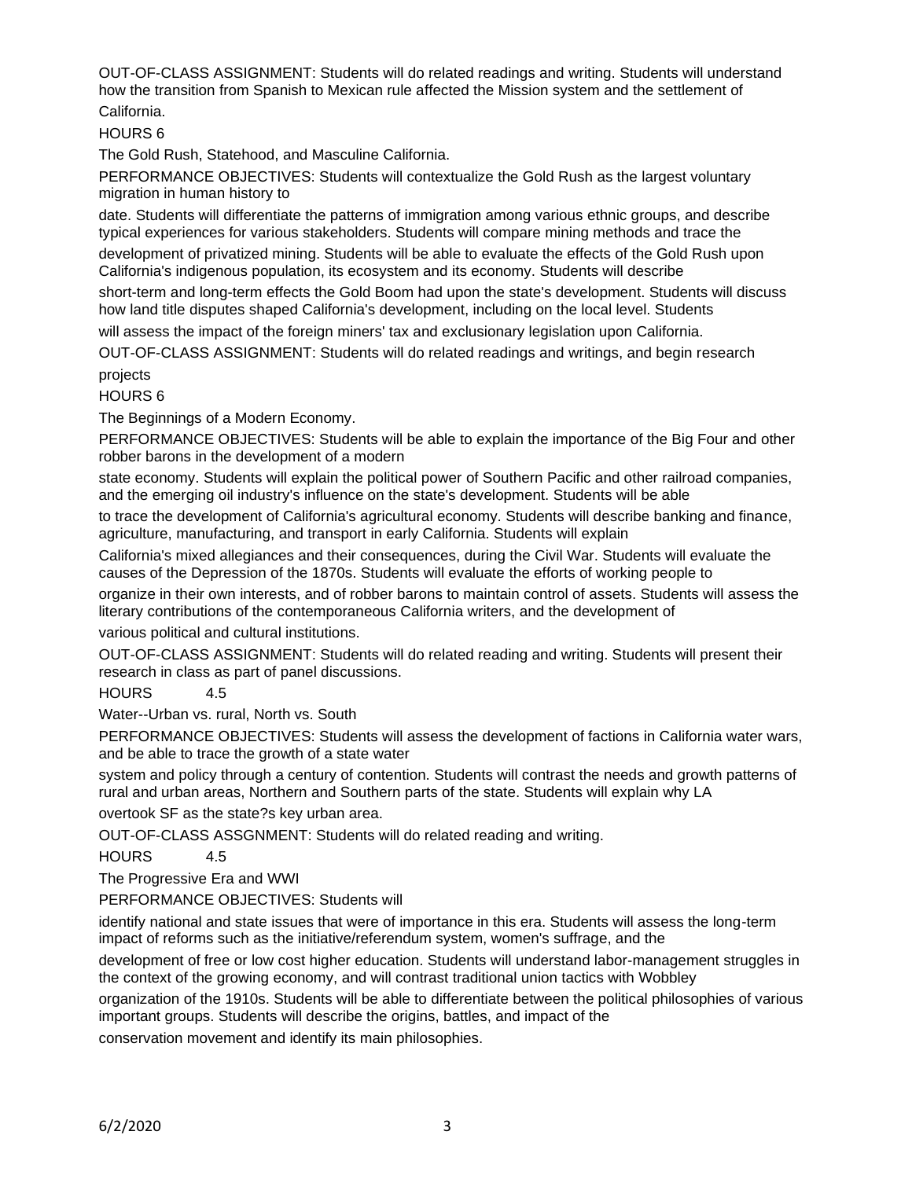OUT-OF-CLASS ASSIGNMENT: Students will do related readings and writing. Students will understand how the transition from Spanish to Mexican rule affected the Mission system and the settlement of California.

HOURS 6

The Gold Rush, Statehood, and Masculine California.

PERFORMANCE OBJECTIVES: Students will contextualize the Gold Rush as the largest voluntary migration in human history to date. Students will differentiate the patterns of immigration among various ethnic groups, and describe typical experiences for various stakeholders. Students will compare mining methods and trace the development of privatized mining. Students will be able to evaluate the effects of the Gold Rush upon California's indigenous population, its ecosystem and its economy. Students will describe short-term and long-term effects the Gold Boom had upon the state's development. Students will discuss how land title disputes shaped California's development, including on the local level. Students will assess the impact of the foreign miners' tax and exclusionary legislation upon California.

OUT-OF-CLASS ASSIGNMENT: Students will do related readings and writings, and begin research projects

HOURS 6

The Beginnings of a Modern Economy.

PERFORMANCE OBJECTIVES: Students will be able to explain the importance of the Big Four and other robber barons in the development of a modern state economy. Students will explain the political power of Southern Pacific and other railroad companies, and the emerging oil industry's influence on the state's development. Students will be able to trace the development of California's agricultural economy. Students will describe banking and finance, agriculture, manufacturing, and transport in early California. Students will explain California's mixed allegiances and their consequences, during the Civil War. Students will evaluate the causes of the Depression of the 1870s. Students will evaluate the efforts of working people to organize in their own interests, and of robber barons to maintain control of assets. Students will assess the literary contributions of the contemporaneous California writers, and the development of various political and cultural institutions.

OUT-OF-CLASS ASSIGNMENT: Students will do related reading and writing. Students will present their research in class as part of panel discussions.

HOURS 4.5

Water--Urban vs. rural, North vs. South

PERFORMANCE OBJECTIVES: Students will assess the development of factions in California water wars, and be able to trace the growth of a state water system and policy through a century of contention. Students will contrast the needs and growth patterns of rural and urban areas, Northern and Southern parts of the state. Students will explain why LA overtook SF as the state?s key urban area.

OUT-OF-CLASS ASSGNMENT: Students will do related reading and writing.

HOURS 4.5

The Progressive Era and WWI

PERFORMANCE OBJECTIVES: Students will identify national and state issues that were of importance in this era. Students will assess the long-term impact of reforms such as the initiative/referendum system, women's suffrage, and the development of free or low cost higher education. Students will understand labor-management struggles in the context of the growing economy, and will contrast traditional union tactics with Wobbley organization of the 1910s. Students will be able to differentiate between the political philosophies of various important groups. Students will describe the origins, battles, and impact of the conservation movement and identify its main philosophies.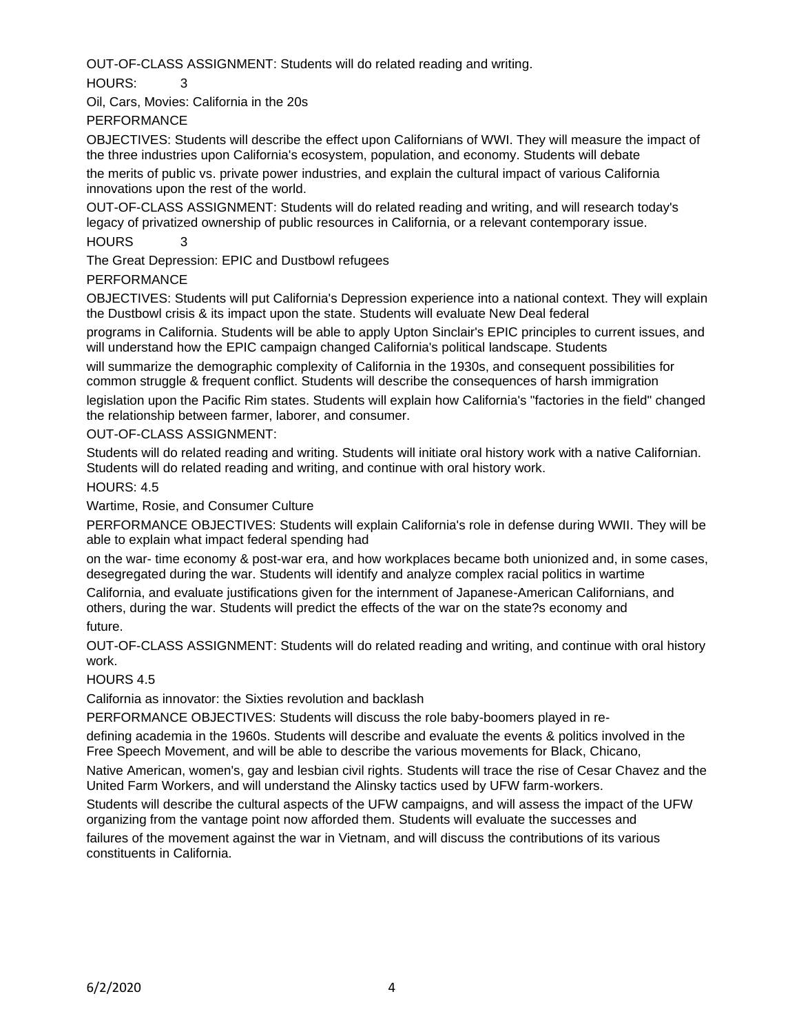OUT-OF-CLASS ASSIGNMENT: Students will do related reading and writing.

HOURS: 3

Oil, Cars, Movies: California in the 20s

PERFORMANCE

OBJECTIVES: Students will describe the effect upon Californians of WWI. They will measure the impact of the three industries upon California's ecosystem, population, and economy. Students will debate the merits of public vs. private power industries, and explain the cultural impact of various California innovations upon the rest of the world.

OUT-OF-CLASS ASSIGNMENT: Students will do related reading and writing, and will research today's legacy of privatized ownership of public resources in California, or a relevant contemporary issue.

HOURS 3

The Great Depression: EPIC and Dustbowl refugees

PERFORMANCE

OBJECTIVES: Students will put California's Depression experience into a national context. They will explain the Dustbowl crisis & its impact upon the state. Students will evaluate New Deal federal programs in California. Students will be able to apply Upton Sinclair's EPIC principles to current issues, and will understand how the EPIC campaign changed California's political landscape. Students will summarize the demographic complexity of California in the 1930s, and consequent possibilities for common struggle & frequent conflict. Students will describe the consequences of harsh immigration legislation upon the Pacific Rim states. Students will explain how California's "factories in the field" changed the relationship between farmer, laborer, and consumer.

OUT-OF-CLASS ASSIGNMENT:

Students will do related reading and writing. Students will initiate oral history work with a native Californian. Students will do related reading and writing, and continue with oral history work.

HOURS: 4.5

Wartime, Rosie, and Consumer Culture

PERFORMANCE OBJECTIVES: Students will explain California's role in defense during WWII. They will be able to explain what impact federal spending had on the war- time economy & post-war era, and how workplaces became both unionized and, in some cases, desegregated during the war. Students will identify and analyze complex racial politics in wartime California, and evaluate justifications given for the internment of Japanese-American Californians, and others, during the war. Students will predict the effects of the war on the state?s economy and future.

OUT-OF-CLASS ASSIGNMENT: Students will do related reading and writing, and continue with oral history work.

HOURS 4.5

California as innovator: the Sixties revolution and backlash

PERFORMANCE OBJECTIVES: Students will discuss the role baby-boomers played in re-defining academia in the 1960s. Students will describe and evaluate the events & politics involved in the Free Speech Movement, and will be able to describe the various movements for Black, Chicano, Native American, women's, gay and lesbian civil rights. Students will trace the rise of Cesar Chavez and the United Farm Workers, and will understand the Alinsky tactics used by UFW farm-workers. Students will describe the cultural aspects of the UFW campaigns, and will assess the impact of the UFW organizing from the vantage point now afforded them. Students will evaluate the successes and failures of the movement against the war in Vietnam, and will discuss the contributions of its various constituents in California.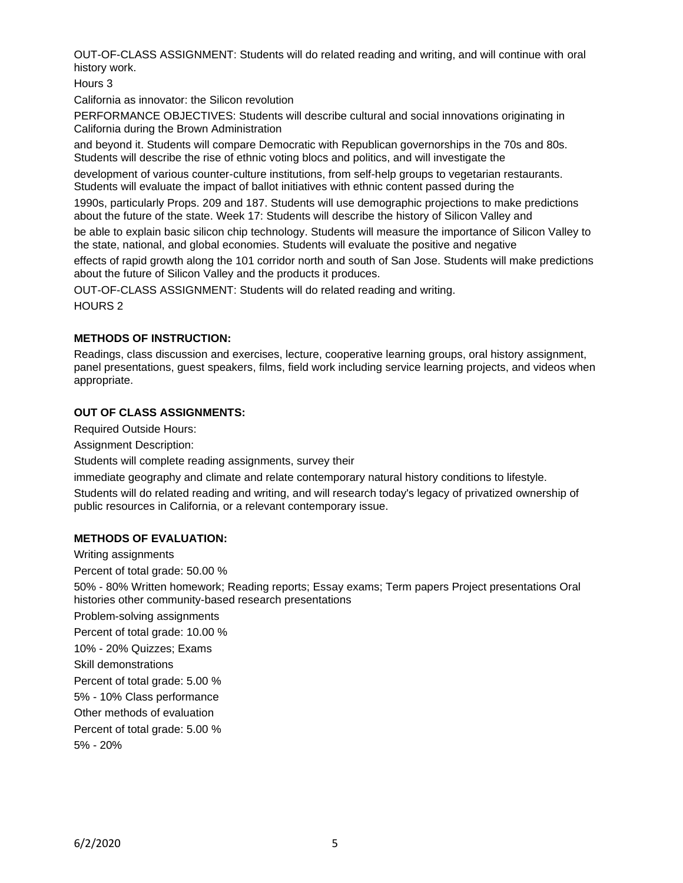OUT-OF-CLASS ASSIGNMENT: Students will do related reading and writing, and will continue with oral history work.

Hours 3

California as innovator: the Silicon revolution

PERFORMANCE OBJECTIVES: Students will describe cultural and social innovations originating in California during the Brown Administration

and beyond it. Students will compare Democratic with Republican governorships in the 70s and 80s. Students will describe the rise of ethnic voting blocs and politics, and will investigate the

development of various counter-culture institutions, from self-help groups to vegetarian restaurants. Students will evaluate the impact of ballot initiatives with ethnic content passed during the

1990s, particularly Props. 209 and 187. Students will use demographic projections to make predictions about the future of the state. Week 17: Students will describe the history of Silicon Valley and

be able to explain basic silicon chip technology. Students will measure the importance of Silicon Valley to the state, national, and global economies. Students will evaluate the positive and negative

effects of rapid growth along the 101 corridor north and south of San Jose. Students will make predictions about the future of Silicon Valley and the products it produces.

OUT-OF-CLASS ASSIGNMENT: Students will do related reading and writing.

HOURS 2

**METHODS OF INSTRUCTION:**

Readings, class discussion and exercises, lecture, cooperative learning groups, oral history assignment, panel presentations, guest speakers, films, field work including service learning projects, and videos when appropriate.

**OUT OF CLASS ASSIGNMENTS:**

Required Outside Hours:

Assignment Description:

Students will complete reading assignments, survey their

immediate geography and climate and relate contemporary natural history conditions to lifestyle.

Students will do related reading and writing, and will research today's legacy of privatized ownership of public resources in California, or a relevant contemporary issue.

**METHODS OF EVALUATION:**

Writing assignments

Percent of total grade: 50.00 %

50% - 80% Written homework; Reading reports; Essay exams; Term papers Project presentations Oral histories other community-based research presentations

Problem-solving assignments

Percent of total grade: 10.00 %

10% - 20% Quizzes; Exams

Skill demonstrations

Percent of total grade: 5.00 %

5% - 10% Class performance

Other methods of evaluation

Percent of total grade: 5.00 %

5% - 20%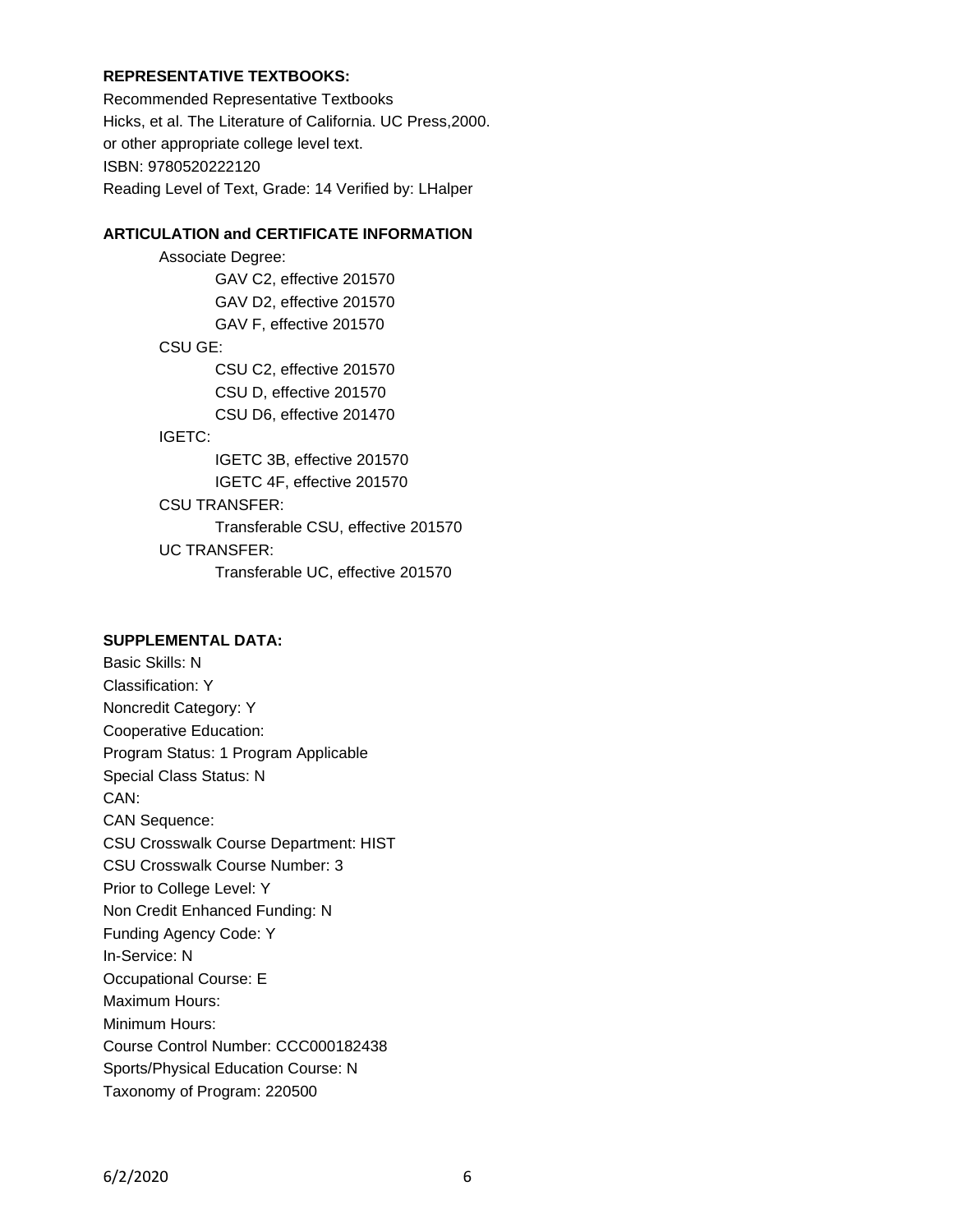**REPRESENTATIVE TEXTBOOKS:**

Recommended Representative Textbooks
Hicks, et al. The Literature of California. UC Press,2000.
or other appropriate college level text.
ISBN: 9780520222120
Reading Level of Text, Grade: 14 Verified by: LHalper

**ARTICULATION and CERTIFICATE INFORMATION**

- Associate Degree:
  - GAV C2, effective 201570
  - GAV D2, effective 201570
  - GAV F, effective 201570
- CSU GE:
  - CSU C2, effective 201570
  - CSU D, effective 201570
  - CSU D6, effective 201470
- IGETC:
  - IGETC 3B, effective 201570
  - IGETC 4F, effective 201570
- CSU TRANSFER:
  - Transferable CSU, effective 201570
- UC TRANSFER:
  - Transferable UC, effective 201570

**SUPPLEMENTAL DATA:**

Basic Skills: N
Classification: Y
Noncredit Category: Y
Cooperative Education:
Program Status: 1 Program Applicable
Special Class Status: N
CAN:
CAN Sequence:
CSU Crosswalk Course Department: HIST
CSU Crosswalk Course Number: 3
Prior to College Level: Y
Non Credit Enhanced Funding: N
Funding Agency Code: Y
In-Service: N
Occupational Course: E
Maximum Hours:
Minimum Hours:
Course Control Number: CCC000182438
Sports/Physical Education Course: N
Taxonomy of Program: 220500